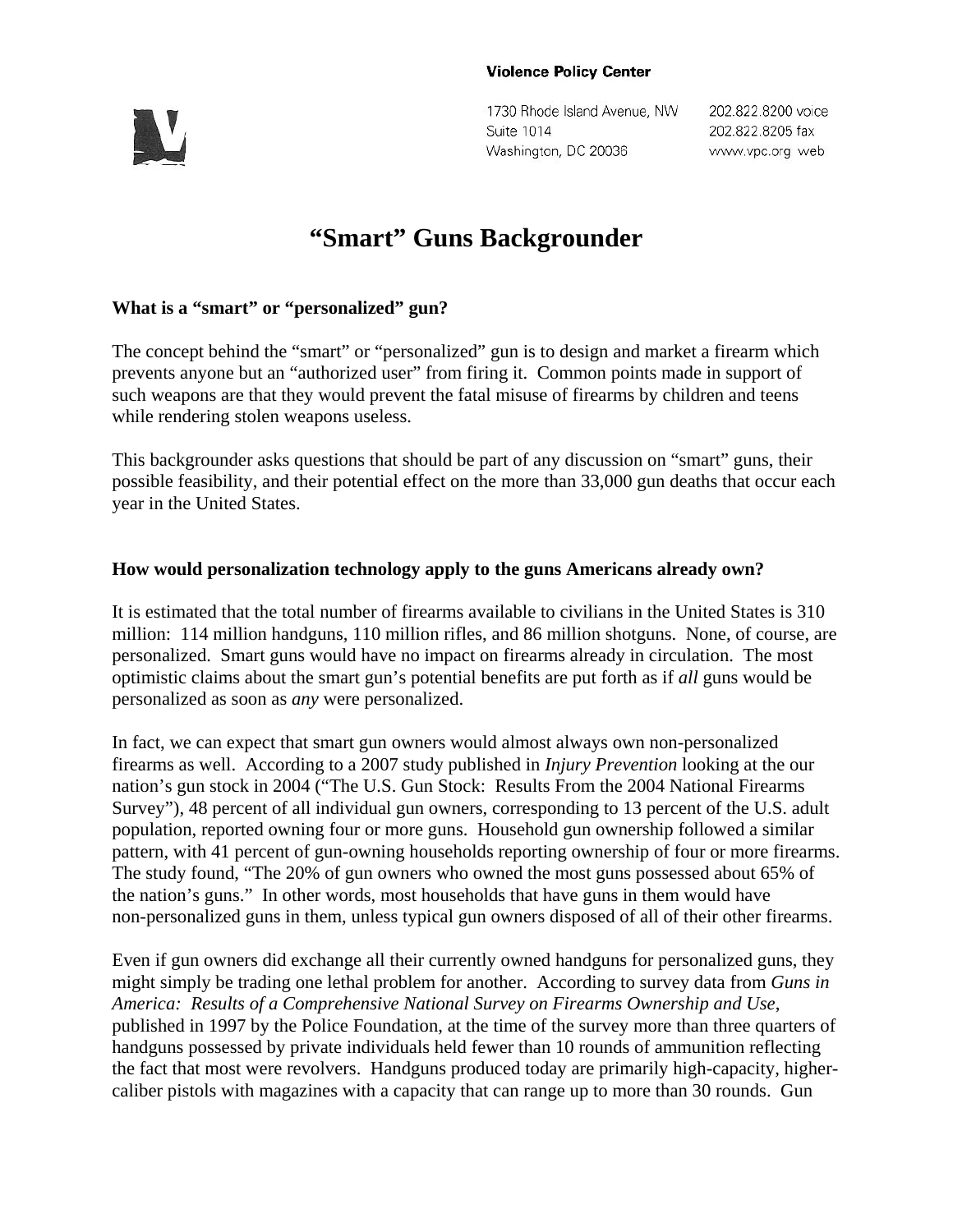**Violence Policy Center**

1730 Rhode Island Avenue, NW
Suite 1014
Washington, DC 20036

202.822.8200 voice
202.822.8205 fax
www.vpc.org web

# "Smart" Guns Backgrounder

### What is a "smart" or "personalized" gun?

The concept behind the "smart" or "personalized" gun is to design and market a firearm which prevents anyone but an "authorized user" from firing it. Common points made in support of such weapons are that they would prevent the fatal misuse of firearms by children and teens while rendering stolen weapons useless.

This backgrounder asks questions that should be part of any discussion on "smart" guns, their possible feasibility, and their potential effect on the more than 33,000 gun deaths that occur each year in the United States.

### How would personalization technology apply to the guns Americans already own?

It is estimated that the total number of firearms available to civilians in the United States is 310 million: 114 million handguns, 110 million rifles, and 86 million shotguns. None, of course, are personalized. Smart guns would have no impact on firearms already in circulation. The most optimistic claims about the smart gun's potential benefits are put forth as if *all* guns would be personalized as soon as *any* were personalized.

In fact, we can expect that smart gun owners would almost always own non-personalized firearms as well. According to a 2007 study published in *Injury Prevention* looking at the our nation's gun stock in 2004 ("The U.S. Gun Stock: Results From the 2004 National Firearms Survey"), 48 percent of all individual gun owners, corresponding to 13 percent of the U.S. adult population, reported owning four or more guns. Household gun ownership followed a similar pattern, with 41 percent of gun-owning households reporting ownership of four or more firearms. The study found, "The 20% of gun owners who owned the most guns possessed about 65% of the nation's guns." In other words, most households that have guns in them would have non-personalized guns in them, unless typical gun owners disposed of all of their other firearms.

Even if gun owners did exchange all their currently owned handguns for personalized guns, they might simply be trading one lethal problem for another. According to survey data from *Guns in America: Results of a Comprehensive National Survey on Firearms Ownership and Use*, published in 1997 by the Police Foundation, at the time of the survey more than three quarters of handguns possessed by private individuals held fewer than 10 rounds of ammunition reflecting the fact that most were revolvers. Handguns produced today are primarily high-capacity, higher-caliber pistols with magazines with a capacity that can range up to more than 30 rounds. Gun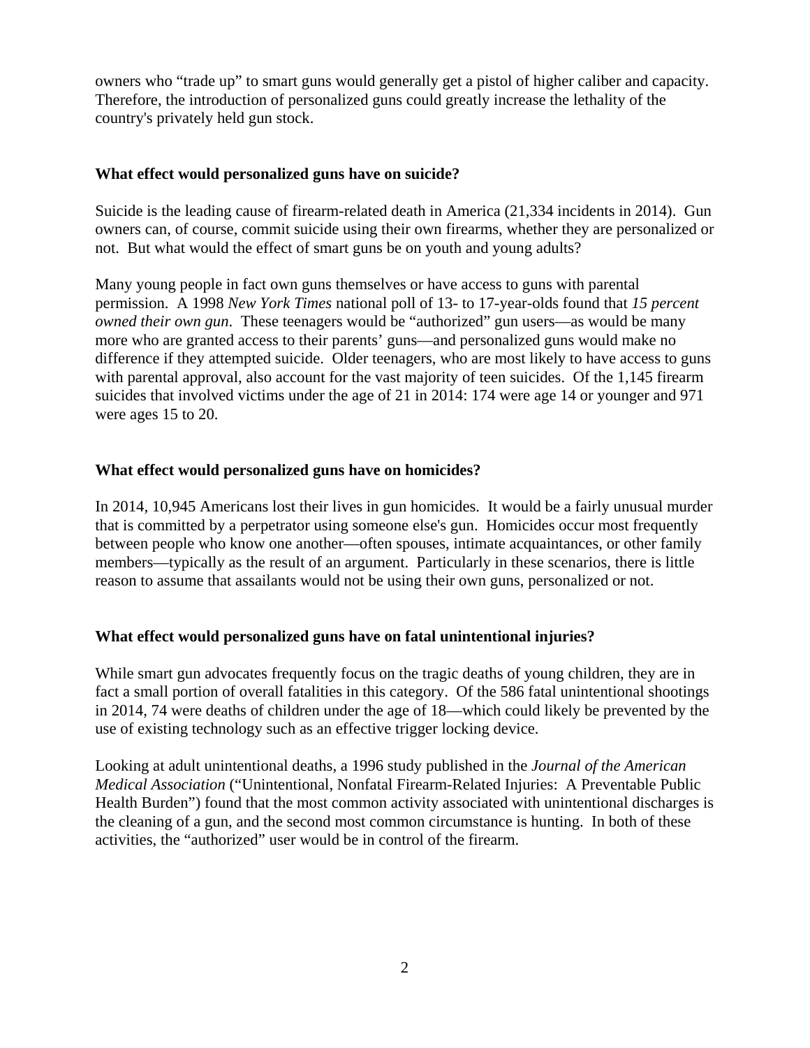owners who "trade up" to smart guns would generally get a pistol of higher caliber and capacity. Therefore, the introduction of personalized guns could greatly increase the lethality of the country's privately held gun stock.

**What effect would personalized guns have on suicide?**

Suicide is the leading cause of firearm-related death in America (21,334 incidents in 2014). Gun owners can, of course, commit suicide using their own firearms, whether they are personalized or not. But what would the effect of smart guns be on youth and young adults?

Many young people in fact own guns themselves or have access to guns with parental permission. A 1998 *New York Times* national poll of 13- to 17-year-olds found that *15 percent owned their own gun*. These teenagers would be "authorized" gun users—as would be many more who are granted access to their parents' guns—and personalized guns would make no difference if they attempted suicide. Older teenagers, who are most likely to have access to guns with parental approval, also account for the vast majority of teen suicides. Of the 1,145 firearm suicides that involved victims under the age of 21 in 2014: 174 were age 14 or younger and 971 were ages 15 to 20.

**What effect would personalized guns have on homicides?**

In 2014, 10,945 Americans lost their lives in gun homicides. It would be a fairly unusual murder that is committed by a perpetrator using someone else's gun. Homicides occur most frequently between people who know one another—often spouses, intimate acquaintances, or other family members—typically as the result of an argument. Particularly in these scenarios, there is little reason to assume that assailants would not be using their own guns, personalized or not.

**What effect would personalized guns have on fatal unintentional injuries?**

While smart gun advocates frequently focus on the tragic deaths of young children, they are in fact a small portion of overall fatalities in this category. Of the 586 fatal unintentional shootings in 2014, 74 were deaths of children under the age of 18—which could likely be prevented by the use of existing technology such as an effective trigger locking device.

Looking at adult unintentional deaths, a 1996 study published in the *Journal of the American Medical Association* ("Unintentional, Nonfatal Firearm-Related Injuries: A Preventable Public Health Burden") found that the most common activity associated with unintentional discharges is the cleaning of a gun, and the second most common circumstance is hunting. In both of these activities, the "authorized" user would be in control of the firearm.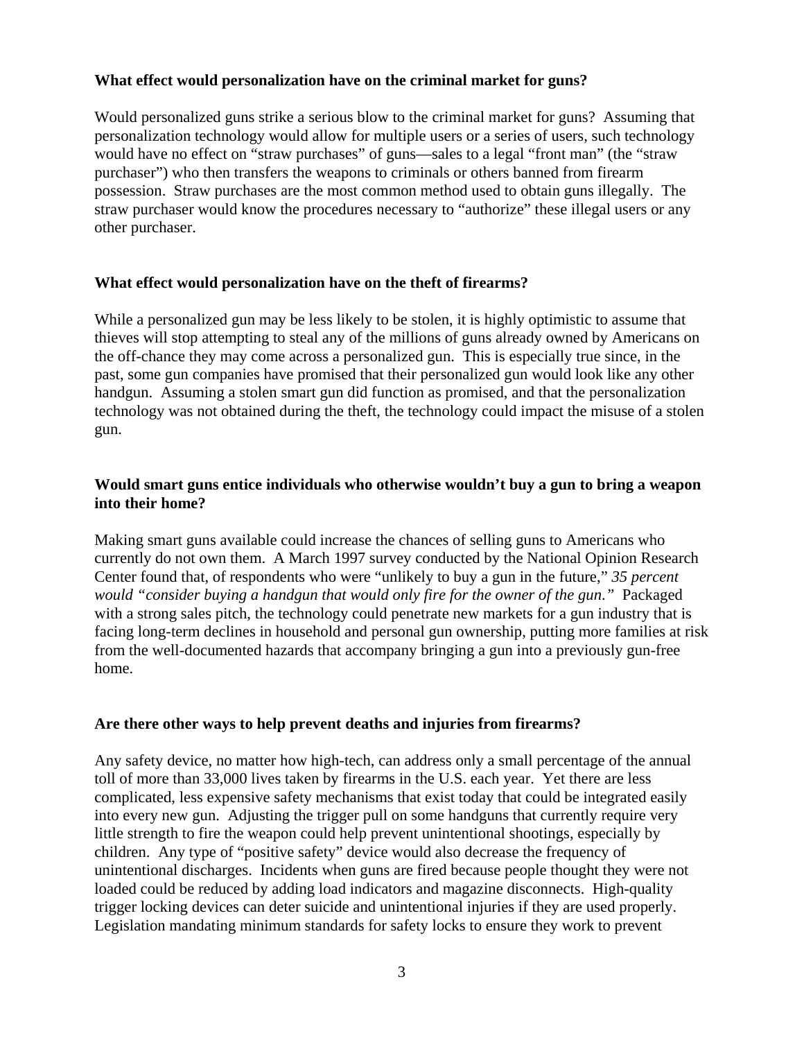**What effect would personalization have on the criminal market for guns?**

Would personalized guns strike a serious blow to the criminal market for guns? Assuming that personalization technology would allow for multiple users or a series of users, such technology would have no effect on "straw purchases" of guns—sales to a legal "front man" (the "straw purchaser") who then transfers the weapons to criminals or others banned from firearm possession. Straw purchases are the most common method used to obtain guns illegally. The straw purchaser would know the procedures necessary to "authorize" these illegal users or any other purchaser.

**What effect would personalization have on the theft of firearms?**

While a personalized gun may be less likely to be stolen, it is highly optimistic to assume that thieves will stop attempting to steal any of the millions of guns already owned by Americans on the off-chance they may come across a personalized gun. This is especially true since, in the past, some gun companies have promised that their personalized gun would look like any other handgun. Assuming a stolen smart gun did function as promised, and that the personalization technology was not obtained during the theft, the technology could impact the misuse of a stolen gun.

**Would smart guns entice individuals who otherwise wouldn't buy a gun to bring a weapon into their home?**

Making smart guns available could increase the chances of selling guns to Americans who currently do not own them. A March 1997 survey conducted by the National Opinion Research Center found that, of respondents who were "unlikely to buy a gun in the future," *35 percent would "consider buying a handgun that would only fire for the owner of the gun."* Packaged with a strong sales pitch, the technology could penetrate new markets for a gun industry that is facing long-term declines in household and personal gun ownership, putting more families at risk from the well-documented hazards that accompany bringing a gun into a previously gun-free home.

**Are there other ways to help prevent deaths and injuries from firearms?**

Any safety device, no matter how high-tech, can address only a small percentage of the annual toll of more than 33,000 lives taken by firearms in the U.S. each year. Yet there are less complicated, less expensive safety mechanisms that exist today that could be integrated easily into every new gun. Adjusting the trigger pull on some handguns that currently require very little strength to fire the weapon could help prevent unintentional shootings, especially by children. Any type of "positive safety" device would also decrease the frequency of unintentional discharges. Incidents when guns are fired because people thought they were not loaded could be reduced by adding load indicators and magazine disconnects. High-quality trigger locking devices can deter suicide and unintentional injuries if they are used properly. Legislation mandating minimum standards for safety locks to ensure they work to prevent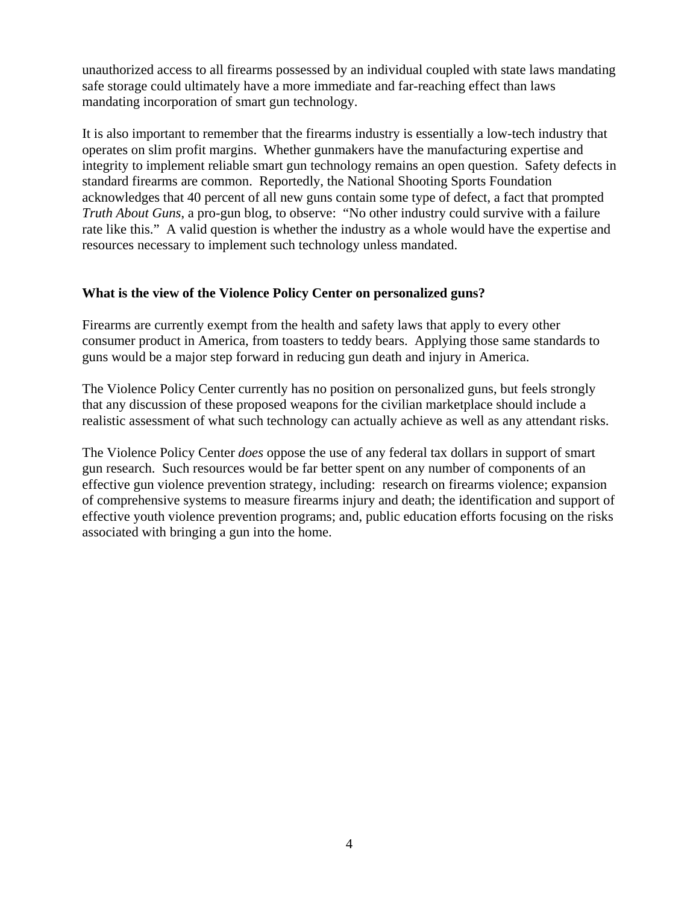unauthorized access to all firearms possessed by an individual coupled with state laws mandating safe storage could ultimately have a more immediate and far-reaching effect than laws mandating incorporation of smart gun technology.

It is also important to remember that the firearms industry is essentially a low-tech industry that operates on slim profit margins. Whether gunmakers have the manufacturing expertise and integrity to implement reliable smart gun technology remains an open question. Safety defects in standard firearms are common. Reportedly, the National Shooting Sports Foundation acknowledges that 40 percent of all new guns contain some type of defect, a fact that prompted *Truth About Guns*, a pro-gun blog, to observe: "No other industry could survive with a failure rate like this." A valid question is whether the industry as a whole would have the expertise and resources necessary to implement such technology unless mandated.

**What is the view of the Violence Policy Center on personalized guns?**

Firearms are currently exempt from the health and safety laws that apply to every other consumer product in America, from toasters to teddy bears. Applying those same standards to guns would be a major step forward in reducing gun death and injury in America.

The Violence Policy Center currently has no position on personalized guns, but feels strongly that any discussion of these proposed weapons for the civilian marketplace should include a realistic assessment of what such technology can actually achieve as well as any attendant risks.

The Violence Policy Center *does* oppose the use of any federal tax dollars in support of smart gun research. Such resources would be far better spent on any number of components of an effective gun violence prevention strategy, including: research on firearms violence; expansion of comprehensive systems to measure firearms injury and death; the identification and support of effective youth violence prevention programs; and, public education efforts focusing on the risks associated with bringing a gun into the home.